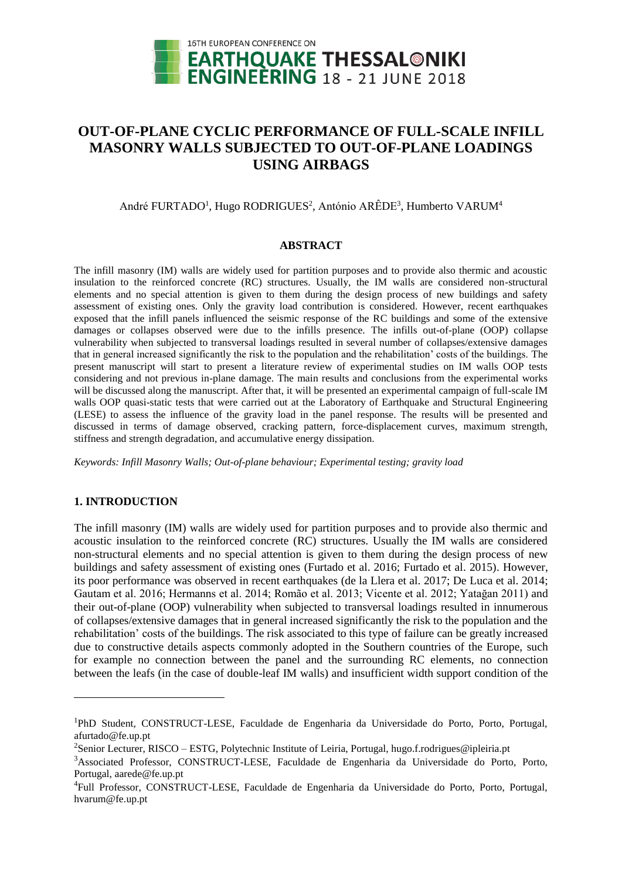# OUT-OF-PLANE CYCLIC PERFORMANCE OF FULL-SCALE INFILL MASONRY WALLS SUBJECTED TO OUT-OF-PLANE LOADINGS USING AIRBAGS

André FURTADO[1], Hugo RODRIGUES[2], António ARÊDE[3], Humberto VARUM[4]

## ABSTRACT

The infill masonry (IM) walls are widely used for partition purposes and to provide also thermic and acoustic insulation to the reinforced concrete (RC) structures. Usually, the IM walls are considered non-structural elements and no special attention is given to them during the design process of new buildings and safety assessment of existing ones. Only the gravity load contribution is considered. However, recent earthquakes exposed that the infill panels influenced the seismic response of the RC buildings and some of the extensive damages or collapses observed were due to the infills presence. The infills out-of-plane (OOP) collapse vulnerability when subjected to transversal loadings resulted in several number of collapses/extensive damages that in general increased significantly the risk to the population and the rehabilitation' costs of the buildings. The present manuscript will start to present a literature review of experimental studies on IM walls OOP tests considering and not previous in-plane damage. The main results and conclusions from the experimental works will be discussed along the manuscript. After that, it will be presented an experimental campaign of full-scale IM walls OOP quasi-static tests that were carried out at the Laboratory of Earthquake and Structural Engineering (LESE) to assess the influence of the gravity load in the panel response. The results will be presented and discussed in terms of damage observed, cracking pattern, force-displacement curves, maximum strength, stiffness and strength degradation, and accumulative energy dissipation.

*Keywords: Infill Masonry Walls; Out-of-plane behaviour; Experimental testing; gravity load*

## 1. INTRODUCTION

The infill masonry (IM) walls are widely used for partition purposes and to provide also thermic and acoustic insulation to the reinforced concrete (RC) structures. Usually the IM walls are considered non-structural elements and no special attention is given to them during the design process of new buildings and safety assessment of existing ones (Furtado et al. 2016; Furtado et al. 2015). However, its poor performance was observed in recent earthquakes (de la Llera et al. 2017; De Luca et al. 2014; Gautam et al. 2016; Hermanns et al. 2014; Romão et al. 2013; Vicente et al. 2012; Yatağan 2011) and their out-of-plane (OOP) vulnerability when subjected to transversal loadings resulted in innumerous of collapses/extensive damages that in general increased significantly the risk to the population and the rehabilitation' costs of the buildings. The risk associated to this type of failure can be greatly increased due to constructive details aspects commonly adopted in the Southern countries of the Europe, such for example no connection between the panel and the surrounding RC elements, no connection between the leafs (in the case of double-leaf IM walls) and insufficient width support condition of the

---

[1]PhD Student, CONSTRUCT-LESE, Faculdade de Engenharia da Universidade do Porto, Porto, Portugal, afurtado@fe.up.pt

[2]Senior Lecturer, RISCO – ESTG, Polytechnic Institute of Leiria, Portugal, hugo.f.rodrigues@ipleiria.pt

[3]Associated Professor, CONSTRUCT-LESE, Faculdade de Engenharia da Universidade do Porto, Porto, Portugal, aarede@fe.up.pt

[4]Full Professor, CONSTRUCT-LESE, Faculdade de Engenharia da Universidade do Porto, Porto, Portugal, hvarum@fe.up.pt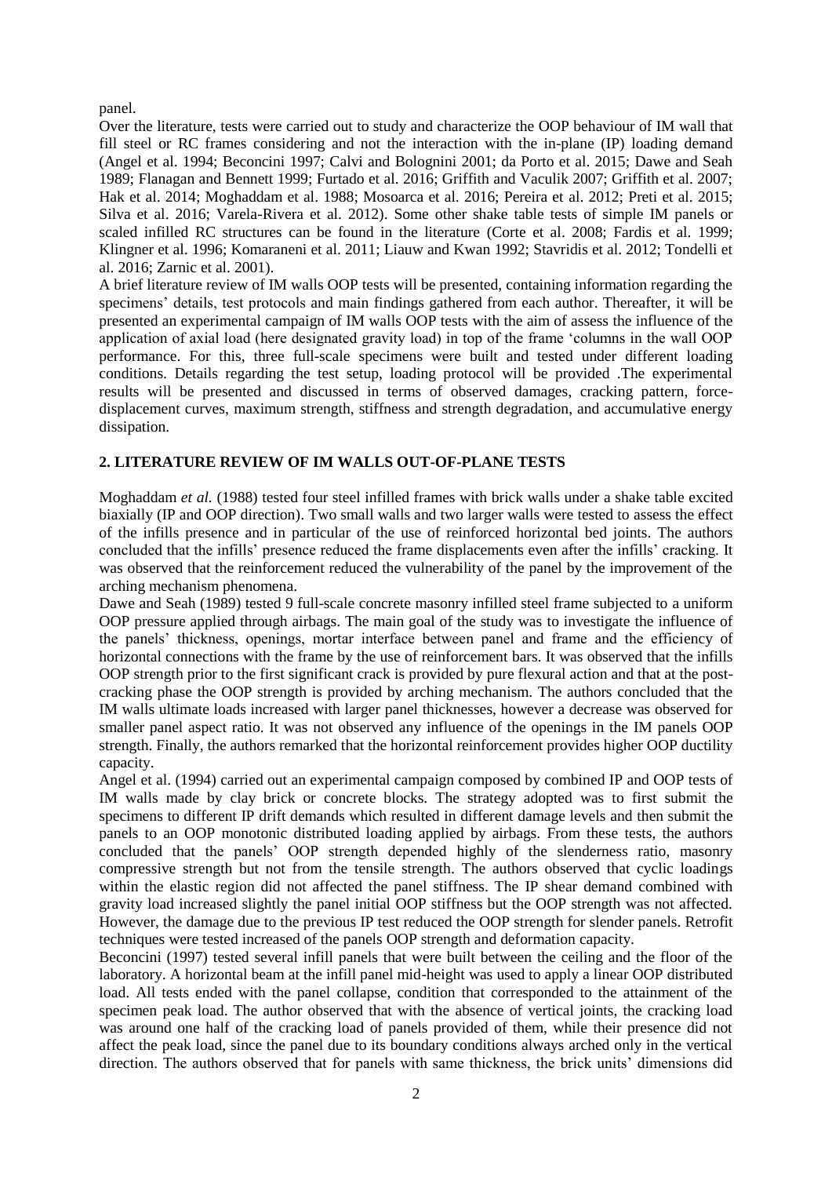panel.

Over the literature, tests were carried out to study and characterize the OOP behaviour of IM wall that fill steel or RC frames considering and not the interaction with the in-plane (IP) loading demand (Angel et al. 1994; Beconcini 1997; Calvi and Bolognini 2001; da Porto et al. 2015; Dawe and Seah 1989; Flanagan and Bennett 1999; Furtado et al. 2016; Griffith and Vaculik 2007; Griffith et al. 2007; Hak et al. 2014; Moghaddam et al. 1988; Mosoarca et al. 2016; Pereira et al. 2012; Preti et al. 2015; Silva et al. 2016; Varela-Rivera et al. 2012). Some other shake table tests of simple IM panels or scaled infilled RC structures can be found in the literature (Corte et al. 2008; Fardis et al. 1999; Klingner et al. 1996; Komaraneni et al. 2011; Liauw and Kwan 1992; Stavridis et al. 2012; Tondelli et al. 2016; Zarnic et al. 2001).

A brief literature review of IM walls OOP tests will be presented, containing information regarding the specimens' details, test protocols and main findings gathered from each author. Thereafter, it will be presented an experimental campaign of IM walls OOP tests with the aim of assess the influence of the application of axial load (here designated gravity load) in top of the frame 'columns in the wall OOP performance. For this, three full-scale specimens were built and tested under different loading conditions. Details regarding the test setup, loading protocol will be provided .The experimental results will be presented and discussed in terms of observed damages, cracking pattern, force-displacement curves, maximum strength, stiffness and strength degradation, and accumulative energy dissipation.

## 2. LITERATURE REVIEW OF IM WALLS OUT-OF-PLANE TESTS

Moghaddam *et al.* (1988) tested four steel infilled frames with brick walls under a shake table excited biaxially (IP and OOP direction). Two small walls and two larger walls were tested to assess the effect of the infills presence and in particular of the use of reinforced horizontal bed joints. The authors concluded that the infills' presence reduced the frame displacements even after the infills' cracking. It was observed that the reinforcement reduced the vulnerability of the panel by the improvement of the arching mechanism phenomena.

Dawe and Seah (1989) tested 9 full-scale concrete masonry infilled steel frame subjected to a uniform OOP pressure applied through airbags. The main goal of the study was to investigate the influence of the panels' thickness, openings, mortar interface between panel and frame and the efficiency of horizontal connections with the frame by the use of reinforcement bars. It was observed that the infills OOP strength prior to the first significant crack is provided by pure flexural action and that at the post-cracking phase the OOP strength is provided by arching mechanism. The authors concluded that the IM walls ultimate loads increased with larger panel thicknesses, however a decrease was observed for smaller panel aspect ratio. It was not observed any influence of the openings in the IM panels OOP strength. Finally, the authors remarked that the horizontal reinforcement provides higher OOP ductility capacity.

Angel et al. (1994) carried out an experimental campaign composed by combined IP and OOP tests of IM walls made by clay brick or concrete blocks. The strategy adopted was to first submit the specimens to different IP drift demands which resulted in different damage levels and then submit the panels to an OOP monotonic distributed loading applied by airbags. From these tests, the authors concluded that the panels' OOP strength depended highly of the slenderness ratio, masonry compressive strength but not from the tensile strength. The authors observed that cyclic loadings within the elastic region did not affected the panel stiffness. The IP shear demand combined with gravity load increased slightly the panel initial OOP stiffness but the OOP strength was not affected. However, the damage due to the previous IP test reduced the OOP strength for slender panels. Retrofit techniques were tested increased of the panels OOP strength and deformation capacity.

Beconcini (1997) tested several infill panels that were built between the ceiling and the floor of the laboratory. A horizontal beam at the infill panel mid-height was used to apply a linear OOP distributed load. All tests ended with the panel collapse, condition that corresponded to the attainment of the specimen peak load. The author observed that with the absence of vertical joints, the cracking load was around one half of the cracking load of panels provided of them, while their presence did not affect the peak load, since the panel due to its boundary conditions always arched only in the vertical direction. The authors observed that for panels with same thickness, the brick units' dimensions did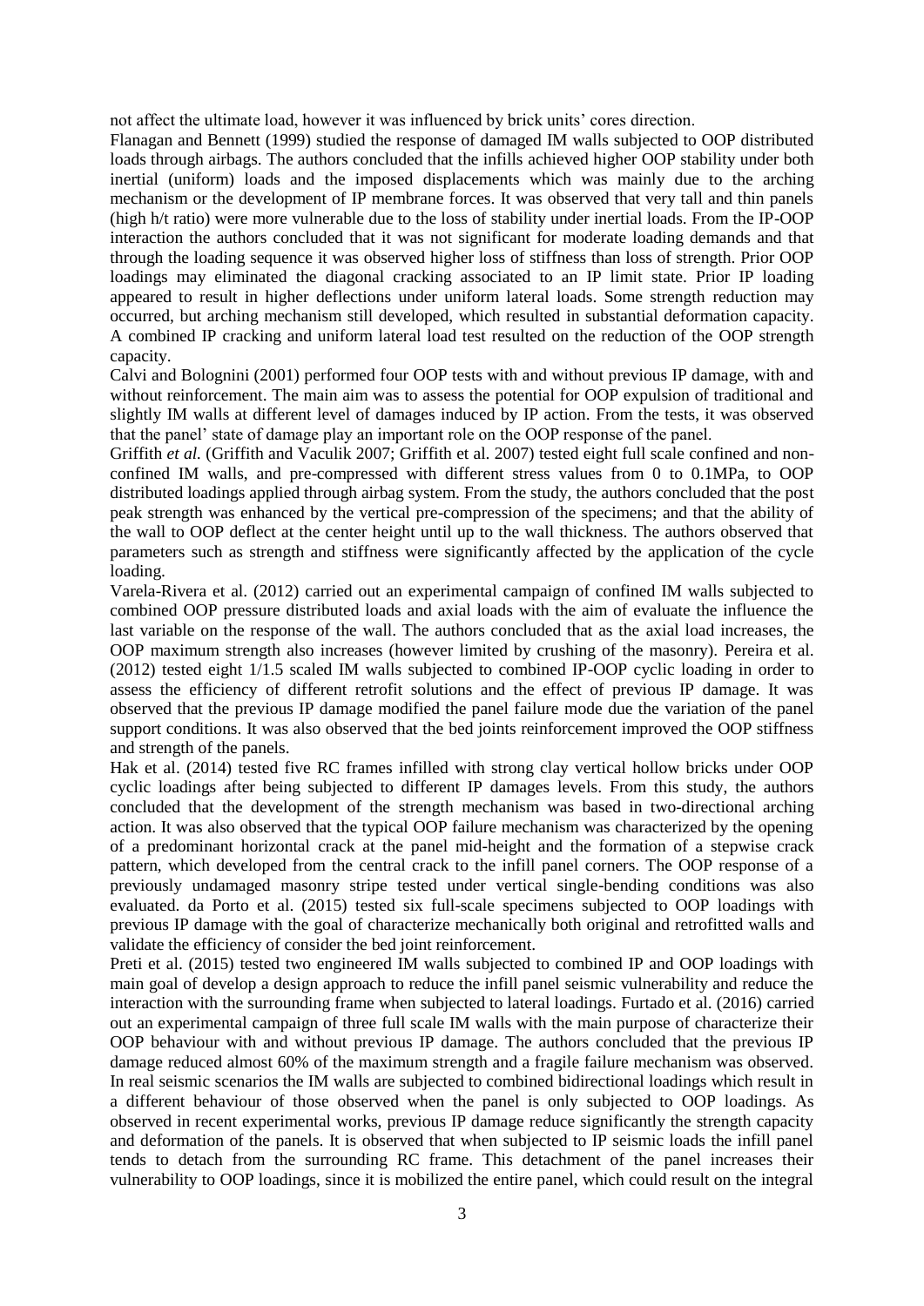not affect the ultimate load, however it was influenced by brick units' cores direction.

Flanagan and Bennett (1999) studied the response of damaged IM walls subjected to OOP distributed loads through airbags. The authors concluded that the infills achieved higher OOP stability under both inertial (uniform) loads and the imposed displacements which was mainly due to the arching mechanism or the development of IP membrane forces. It was observed that very tall and thin panels (high h/t ratio) were more vulnerable due to the loss of stability under inertial loads. From the IP-OOP interaction the authors concluded that it was not significant for moderate loading demands and that through the loading sequence it was observed higher loss of stiffness than loss of strength. Prior OOP loadings may eliminated the diagonal cracking associated to an IP limit state. Prior IP loading appeared to result in higher deflections under uniform lateral loads. Some strength reduction may occurred, but arching mechanism still developed, which resulted in substantial deformation capacity. A combined IP cracking and uniform lateral load test resulted on the reduction of the OOP strength capacity.

Calvi and Bolognini (2001) performed four OOP tests with and without previous IP damage, with and without reinforcement. The main aim was to assess the potential for OOP expulsion of traditional and slightly IM walls at different level of damages induced by IP action. From the tests, it was observed that the panel' state of damage play an important role on the OOP response of the panel.

Griffith *et al.* (Griffith and Vaculik 2007; Griffith et al. 2007) tested eight full scale confined and non-confined IM walls, and pre-compressed with different stress values from 0 to 0.1MPa, to OOP distributed loadings applied through airbag system. From the study, the authors concluded that the post peak strength was enhanced by the vertical pre-compression of the specimens; and that the ability of the wall to OOP deflect at the center height until up to the wall thickness. The authors observed that parameters such as strength and stiffness were significantly affected by the application of the cycle loading.

Varela-Rivera et al. (2012) carried out an experimental campaign of confined IM walls subjected to combined OOP pressure distributed loads and axial loads with the aim of evaluate the influence the last variable on the response of the wall. The authors concluded that as the axial load increases, the OOP maximum strength also increases (however limited by crushing of the masonry). Pereira et al. (2012) tested eight 1/1.5 scaled IM walls subjected to combined IP-OOP cyclic loading in order to assess the efficiency of different retrofit solutions and the effect of previous IP damage. It was observed that the previous IP damage modified the panel failure mode due the variation of the panel support conditions. It was also observed that the bed joints reinforcement improved the OOP stiffness and strength of the panels.

Hak et al. (2014) tested five RC frames infilled with strong clay vertical hollow bricks under OOP cyclic loadings after being subjected to different IP damages levels. From this study, the authors concluded that the development of the strength mechanism was based in two-directional arching action. It was also observed that the typical OOP failure mechanism was characterized by the opening of a predominant horizontal crack at the panel mid-height and the formation of a stepwise crack pattern, which developed from the central crack to the infill panel corners. The OOP response of a previously undamaged masonry stripe tested under vertical single-bending conditions was also evaluated. da Porto et al. (2015) tested six full-scale specimens subjected to OOP loadings with previous IP damage with the goal of characterize mechanically both original and retrofitted walls and validate the efficiency of consider the bed joint reinforcement.

Preti et al. (2015) tested two engineered IM walls subjected to combined IP and OOP loadings with main goal of develop a design approach to reduce the infill panel seismic vulnerability and reduce the interaction with the surrounding frame when subjected to lateral loadings. Furtado et al. (2016) carried out an experimental campaign of three full scale IM walls with the main purpose of characterize their OOP behaviour with and without previous IP damage. The authors concluded that the previous IP damage reduced almost 60% of the maximum strength and a fragile failure mechanism was observed. In real seismic scenarios the IM walls are subjected to combined bidirectional loadings which result in a different behaviour of those observed when the panel is only subjected to OOP loadings. As observed in recent experimental works, previous IP damage reduce significantly the strength capacity and deformation of the panels. It is observed that when subjected to IP seismic loads the infill panel tends to detach from the surrounding RC frame. This detachment of the panel increases their vulnerability to OOP loadings, since it is mobilized the entire panel, which could result on the integral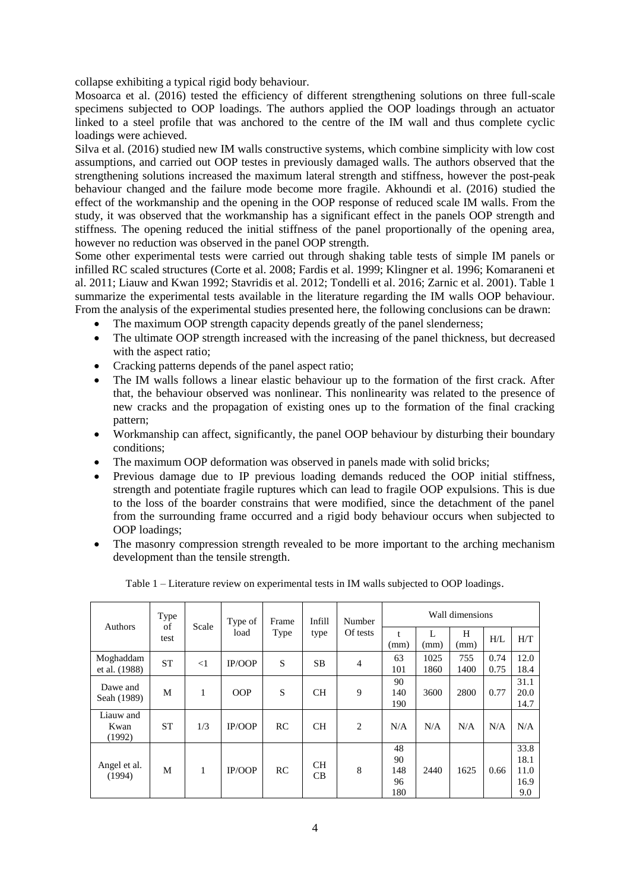collapse exhibiting a typical rigid body behaviour.

Mosoarca et al. (2016) tested the efficiency of different strengthening solutions on three full-scale specimens subjected to OOP loadings. The authors applied the OOP loadings through an actuator linked to a steel profile that was anchored to the centre of the IM wall and thus complete cyclic loadings were achieved.

Silva et al. (2016) studied new IM walls constructive systems, which combine simplicity with low cost assumptions, and carried out OOP testes in previously damaged walls. The authors observed that the strengthening solutions increased the maximum lateral strength and stiffness, however the post-peak behaviour changed and the failure mode become more fragile. Akhoundi et al. (2016) studied the effect of the workmanship and the opening in the OOP response of reduced scale IM walls. From the study, it was observed that the workmanship has a significant effect in the panels OOP strength and stiffness. The opening reduced the initial stiffness of the panel proportionally of the opening area, however no reduction was observed in the panel OOP strength.

Some other experimental tests were carried out through shaking table tests of simple IM panels or infilled RC scaled structures (Corte et al. 2008; Fardis et al. 1999; Klingner et al. 1996; Komaraneni et al. 2011; Liauw and Kwan 1992; Stavridis et al. 2012; Tondelli et al. 2016; Zarnic et al. 2001). Table 1 summarize the experimental tests available in the literature regarding the IM walls OOP behaviour. From the analysis of the experimental studies presented here, the following conclusions can be drawn:

- The maximum OOP strength capacity depends greatly of the panel slenderness;
- The ultimate OOP strength increased with the increasing of the panel thickness, but decreased with the aspect ratio;
- Cracking patterns depends of the panel aspect ratio;
- The IM walls follows a linear elastic behaviour up to the formation of the first crack. After that, the behaviour observed was nonlinear. This nonlinearity was related to the presence of new cracks and the propagation of existing ones up to the formation of the final cracking pattern;
- Workmanship can affect, significantly, the panel OOP behaviour by disturbing their boundary conditions;
- The maximum OOP deformation was observed in panels made with solid bricks;
- Previous damage due to IP previous loading demands reduced the OOP initial stiffness, strength and potentiate fragile ruptures which can lead to fragile OOP expulsions. This is due to the loss of the boarder constrains that were modified, since the detachment of the panel from the surrounding frame occurred and a rigid body behaviour occurs when subjected to OOP loadings;
- The masonry compression strength revealed to be more important to the arching mechanism development than the tensile strength.

Table 1 – Literature review on experimental tests in IM walls subjected to OOP loadings.

| Authors | Type of test | Scale | Type of load | Frame Type | Infill type | Number Of tests | Wall dimensions | | | | |
|---|---|---|---|---|---|---|---|---|---|---|---|
| | | | | | | | t (mm) | L (mm) | H (mm) | H/L | H/T |
| Moghaddam et al. (1988) | ST | <1 | IP/OOP | S | SB | 4 | 63<br>101 | 1025<br>1860 | 755<br>1400 | 0.74<br>0.75 | 12.0<br>18.4 |
| Dawe and Seah (1989) | M | 1 | OOP | S | CH | 9 | 90<br>140<br>190 | 3600 | 2800 | 0.77 | 31.1<br>20.0<br>14.7 |
| Liauw and Kwan (1992) | ST | 1/3 | IP/OOP | RC | CH | 2 | N/A | N/A | N/A | N/A | N/A |
| Angel et al. (1994) | M | 1 | IP/OOP | RC | CH<br>CB | 8 | 48<br>90<br>148<br>96<br>180 | 2440 | 1625 | 0.66 | 33.8<br>18.1<br>11.0<br>16.9<br>9.0 |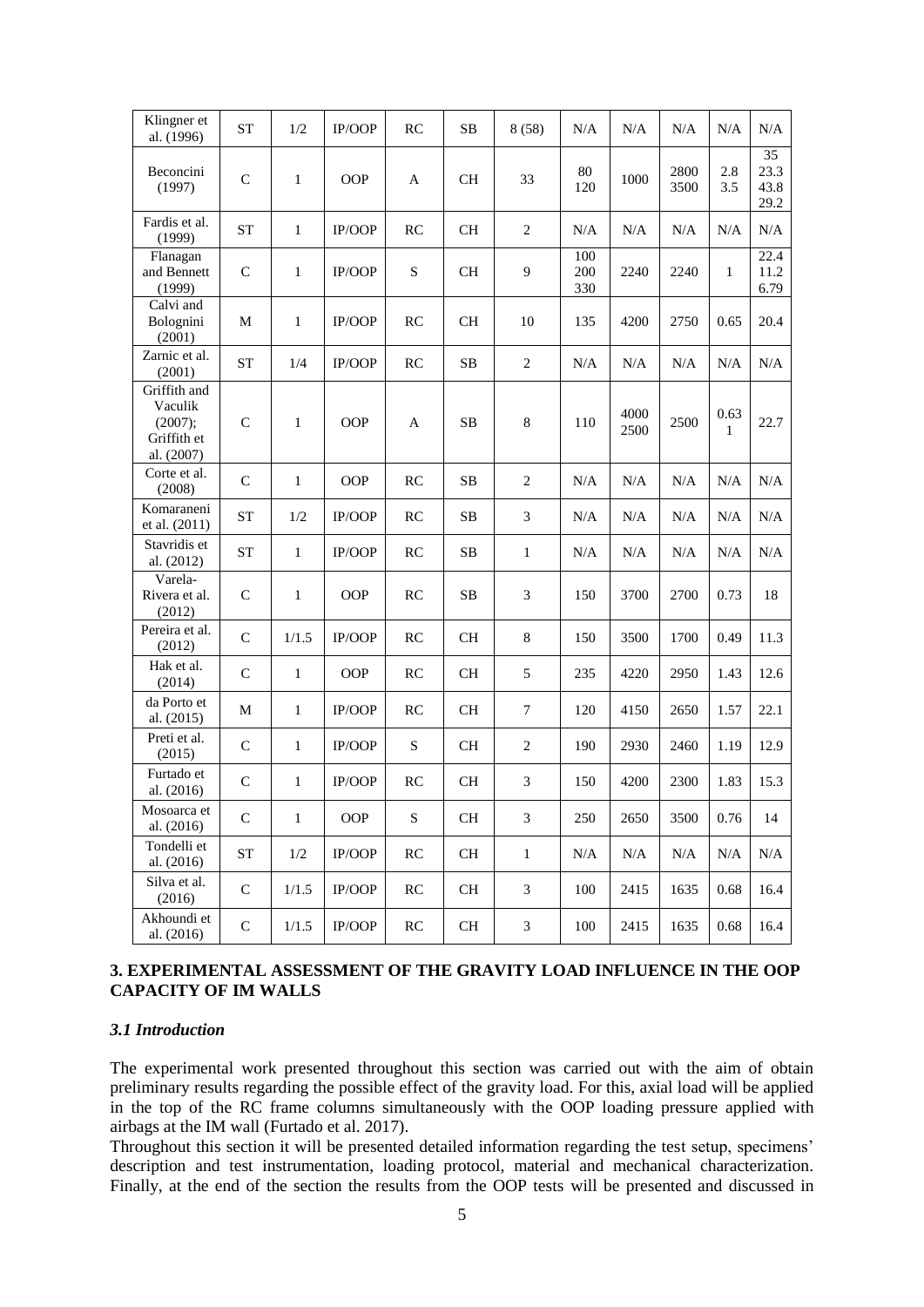| Klingner et al. (1996) | ST | 1/2 | IP/OOP | RC | SB | 8 (58) | N/A | N/A | N/A | N/A | N/A |
|---|---|---|---|---|---|---|---|---|---|---|---|
| Beconcini (1997) | C | 1 | OOP | A | CH | 33 | 80<br>120 | 1000 | 2800<br>3500 | 2.8<br>3.5 | 35<br>23.3<br>43.8<br>29.2 |
| Fardis et al. (1999) | ST | 1 | IP/OOP | RC | CH | 2 | N/A | N/A | N/A | N/A | N/A |
| Flanagan and Bennett (1999) | C | 1 | IP/OOP | S | CH | 9 | 100<br>200<br>330 | 2240 | 2240 | 1 | 22.4<br>11.2<br>6.79 |
| Calvi and Bolognini (2001) | M | 1 | IP/OOP | RC | CH | 10 | 135 | 4200 | 2750 | 0.65 | 20.4 |
| Zarnic et al. (2001) | ST | 1/4 | IP/OOP | RC | SB | 2 | N/A | N/A | N/A | N/A | N/A |
| Griffith and Vaculik (2007); Griffith et al. (2007) | C | 1 | OOP | A | SB | 8 | 110 | 4000<br>2500 | 2500 | 0.63<br>1 | 22.7 |
| Corte et al. (2008) | C | 1 | OOP | RC | SB | 2 | N/A | N/A | N/A | N/A | N/A |
| Komaraneni et al. (2011) | ST | 1/2 | IP/OOP | RC | SB | 3 | N/A | N/A | N/A | N/A | N/A |
| Stavridis et al. (2012) | ST | 1 | IP/OOP | RC | SB | 1 | N/A | N/A | N/A | N/A | N/A |
| Varela-Rivera et al. (2012) | C | 1 | OOP | RC | SB | 3 | 150 | 3700 | 2700 | 0.73 | 18 |
| Pereira et al. (2012) | C | 1/1.5 | IP/OOP | RC | CH | 8 | 150 | 3500 | 1700 | 0.49 | 11.3 |
| Hak et al. (2014) | C | 1 | OOP | RC | CH | 5 | 235 | 4220 | 2950 | 1.43 | 12.6 |
| da Porto et al. (2015) | M | 1 | IP/OOP | RC | CH | 7 | 120 | 4150 | 2650 | 1.57 | 22.1 |
| Preti et al. (2015) | C | 1 | IP/OOP | S | CH | 2 | 190 | 2930 | 2460 | 1.19 | 12.9 |
| Furtado et al. (2016) | C | 1 | IP/OOP | RC | CH | 3 | 150 | 4200 | 2300 | 1.83 | 15.3 |
| Mosoarca et al. (2016) | C | 1 | OOP | S | CH | 3 | 250 | 2650 | 3500 | 0.76 | 14 |
| Tondelli et al. (2016) | ST | 1/2 | IP/OOP | RC | CH | 1 | N/A | N/A | N/A | N/A | N/A |
| Silva et al. (2016) | C | 1/1.5 | IP/OOP | RC | CH | 3 | 100 | 2415 | 1635 | 0.68 | 16.4 |
| Akhoundi et al. (2016) | C | 1/1.5 | IP/OOP | RC | CH | 3 | 100 | 2415 | 1635 | 0.68 | 16.4 |

## 3. EXPERIMENTAL ASSESSMENT OF THE GRAVITY LOAD INFLUENCE IN THE OOP CAPACITY OF IM WALLS

### *3.1 Introduction*

The experimental work presented throughout this section was carried out with the aim of obtain preliminary results regarding the possible effect of the gravity load. For this, axial load will be applied in the top of the RC frame columns simultaneously with the OOP loading pressure applied with airbags at the IM wall (Furtado et al. 2017).

Throughout this section it will be presented detailed information regarding the test setup, specimens' description and test instrumentation, loading protocol, material and mechanical characterization. Finally, at the end of the section the results from the OOP tests will be presented and discussed in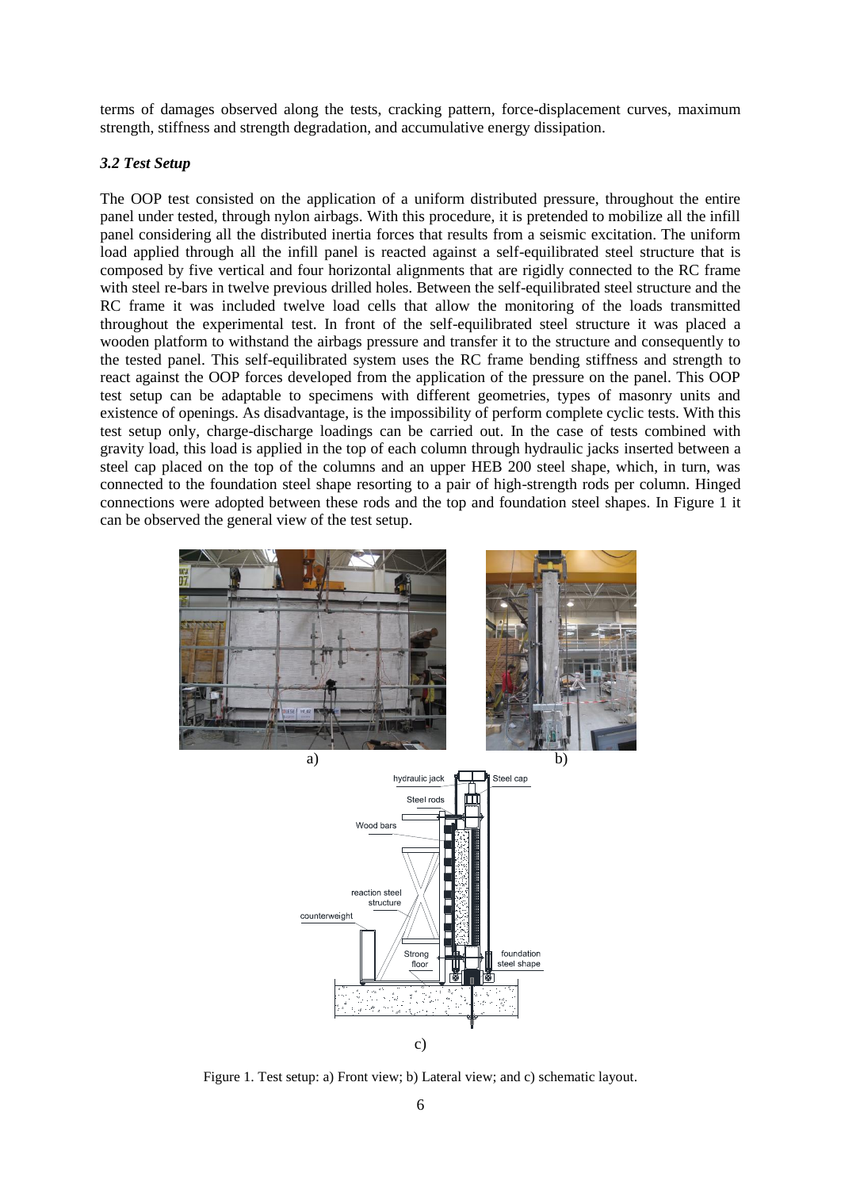terms of damages observed along the tests, cracking pattern, force-displacement curves, maximum strength, stiffness and strength degradation, and accumulative energy dissipation.

### *3.2 Test Setup*

The OOP test consisted on the application of a uniform distributed pressure, throughout the entire panel under tested, through nylon airbags. With this procedure, it is pretended to mobilize all the infill panel considering all the distributed inertia forces that results from a seismic excitation. The uniform load applied through all the infill panel is reacted against a self-equilibrated steel structure that is composed by five vertical and four horizontal alignments that are rigidly connected to the RC frame with steel re-bars in twelve previous drilled holes. Between the self-equilibrated steel structure and the RC frame it was included twelve load cells that allow the monitoring of the loads transmitted throughout the experimental test. In front of the self-equilibrated steel structure it was placed a wooden platform to withstand the airbags pressure and transfer it to the structure and consequently to the tested panel. This self-equilibrated system uses the RC frame bending stiffness and strength to react against the OOP forces developed from the application of the pressure on the panel. This OOP test setup can be adaptable to specimens with different geometries, types of masonry units and existence of openings. As disadvantage, is the impossibility of perform complete cyclic tests. With this test setup only, charge-discharge loadings can be carried out. In the case of tests combined with gravity load, this load is applied in the top of each column through hydraulic jacks inserted between a steel cap placed on the top of the columns and an upper HEB 200 steel shape, which, in turn, was connected to the foundation steel shape resorting to a pair of high-strength rods per column. Hinged connections were adopted between these rods and the top and foundation steel shapes. In Figure 1 it can be observed the general view of the test setup.

Figure 1. Test setup: a) Front view; b) Lateral view; and c) schematic layout.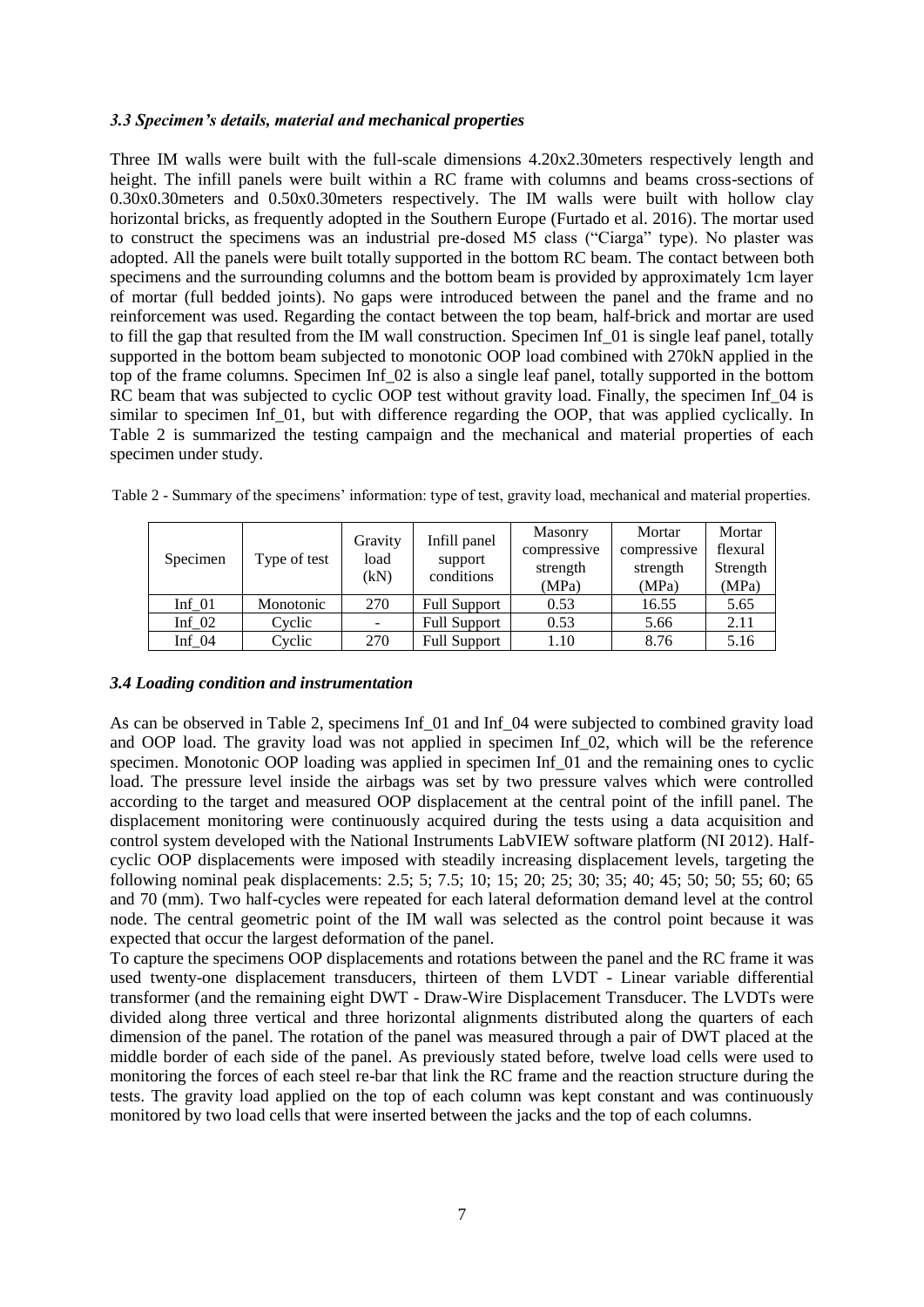### *3.3 Specimen's details, material and mechanical properties*

Three IM walls were built with the full-scale dimensions 4.20x2.30meters respectively length and height. The infill panels were built within a RC frame with columns and beams cross-sections of 0.30x0.30meters and 0.50x0.30meters respectively. The IM walls were built with hollow clay horizontal bricks, as frequently adopted in the Southern Europe (Furtado et al. 2016). The mortar used to construct the specimens was an industrial pre-dosed M5 class ("Ciarga" type). No plaster was adopted. All the panels were built totally supported in the bottom RC beam. The contact between both specimens and the surrounding columns and the bottom beam is provided by approximately 1cm layer of mortar (full bedded joints). No gaps were introduced between the panel and the frame and no reinforcement was used. Regarding the contact between the top beam, half-brick and mortar are used to fill the gap that resulted from the IM wall construction. Specimen Inf_01 is single leaf panel, totally supported in the bottom beam subjected to monotonic OOP load combined with 270kN applied in the top of the frame columns. Specimen Inf_02 is also a single leaf panel, totally supported in the bottom RC beam that was subjected to cyclic OOP test without gravity load. Finally, the specimen Inf_04 is similar to specimen Inf_01, but with difference regarding the OOP, that was applied cyclically. In Table 2 is summarized the testing campaign and the mechanical and material properties of each specimen under study.

Table 2 - Summary of the specimens' information: type of test, gravity load, mechanical and material properties.

| Specimen | Type of test | Gravity load (kN) | Infill panel support conditions | Masonry compressive strength (MPa) | Mortar compressive strength (MPa) | Mortar flexural Strength (MPa) |
|---|---|---|---|---|---|---|
| Inf_01 | Monotonic | 270 | Full Support | 0.53 | 16.55 | 5.65 |
| Inf_02 | Cyclic | - | Full Support | 0.53 | 5.66 | 2.11 |
| Inf_04 | Cyclic | 270 | Full Support | 1.10 | 8.76 | 5.16 |

### *3.4 Loading condition and instrumentation*

As can be observed in Table 2, specimens Inf_01 and Inf_04 were subjected to combined gravity load and OOP load. The gravity load was not applied in specimen Inf_02, which will be the reference specimen. Monotonic OOP loading was applied in specimen Inf_01 and the remaining ones to cyclic load. The pressure level inside the airbags was set by two pressure valves which were controlled according to the target and measured OOP displacement at the central point of the infill panel. The displacement monitoring were continuously acquired during the tests using a data acquisition and control system developed with the National Instruments LabVIEW software platform (NI 2012). Half-cyclic OOP displacements were imposed with steadily increasing displacement levels, targeting the following nominal peak displacements: 2.5; 5; 7.5; 10; 15; 20; 25; 30; 35; 40; 45; 50; 50; 55; 60; 65 and 70 (mm). Two half-cycles were repeated for each lateral deformation demand level at the control node. The central geometric point of the IM wall was selected as the control point because it was expected that occur the largest deformation of the panel.

To capture the specimens OOP displacements and rotations between the panel and the RC frame it was used twenty-one displacement transducers, thirteen of them LVDT - Linear variable differential transformer (and the remaining eight DWT - Draw-Wire Displacement Transducer. The LVDTs were divided along three vertical and three horizontal alignments distributed along the quarters of each dimension of the panel. The rotation of the panel was measured through a pair of DWT placed at the middle border of each side of the panel. As previously stated before, twelve load cells were used to monitoring the forces of each steel re-bar that link the RC frame and the reaction structure during the tests. The gravity load applied on the top of each column was kept constant and was continuously monitored by two load cells that were inserted between the jacks and the top of each columns.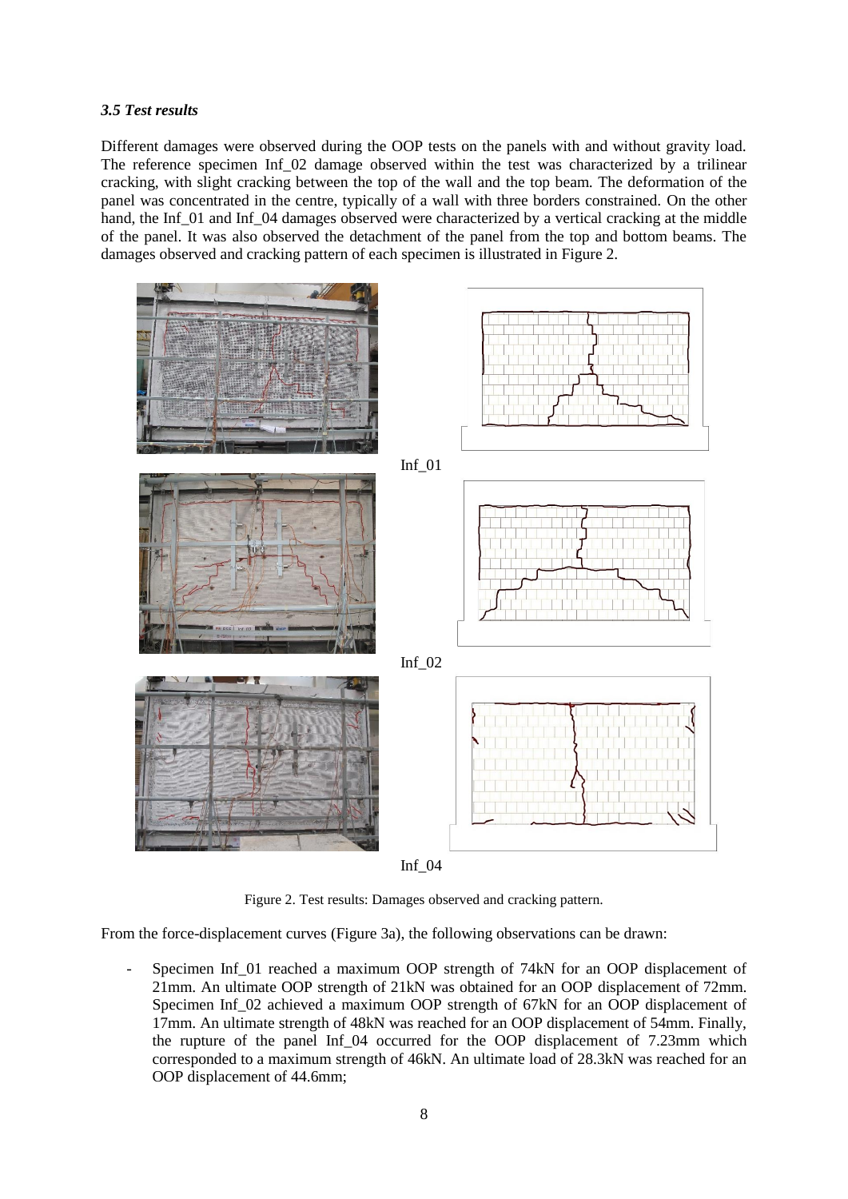### *3.5 Test results*

Different damages were observed during the OOP tests on the panels with and without gravity load. The reference specimen Inf_02 damage observed within the test was characterized by a trilinear cracking, with slight cracking between the top of the wall and the top beam. The deformation of the panel was concentrated in the centre, typically of a wall with three borders constrained. On the other hand, the Inf_01 and Inf_04 damages observed were characterized by a vertical cracking at the middle of the panel. It was also observed the detachment of the panel from the top and bottom beams. The damages observed and cracking pattern of each specimen is illustrated in Figure 2.

Inf_01

Inf_02

Inf_04

Figure 2. Test results: Damages observed and cracking pattern.

From the force-displacement curves (Figure 3a), the following observations can be drawn:

- Specimen Inf_01 reached a maximum OOP strength of 74kN for an OOP displacement of 21mm. An ultimate OOP strength of 21kN was obtained for an OOP displacement of 72mm. Specimen Inf_02 achieved a maximum OOP strength of 67kN for an OOP displacement of 17mm. An ultimate strength of 48kN was reached for an OOP displacement of 54mm. Finally, the rupture of the panel Inf_04 occurred for the OOP displacement of 7.23mm which corresponded to a maximum strength of 46kN. An ultimate load of 28.3kN was reached for an OOP displacement of 44.6mm;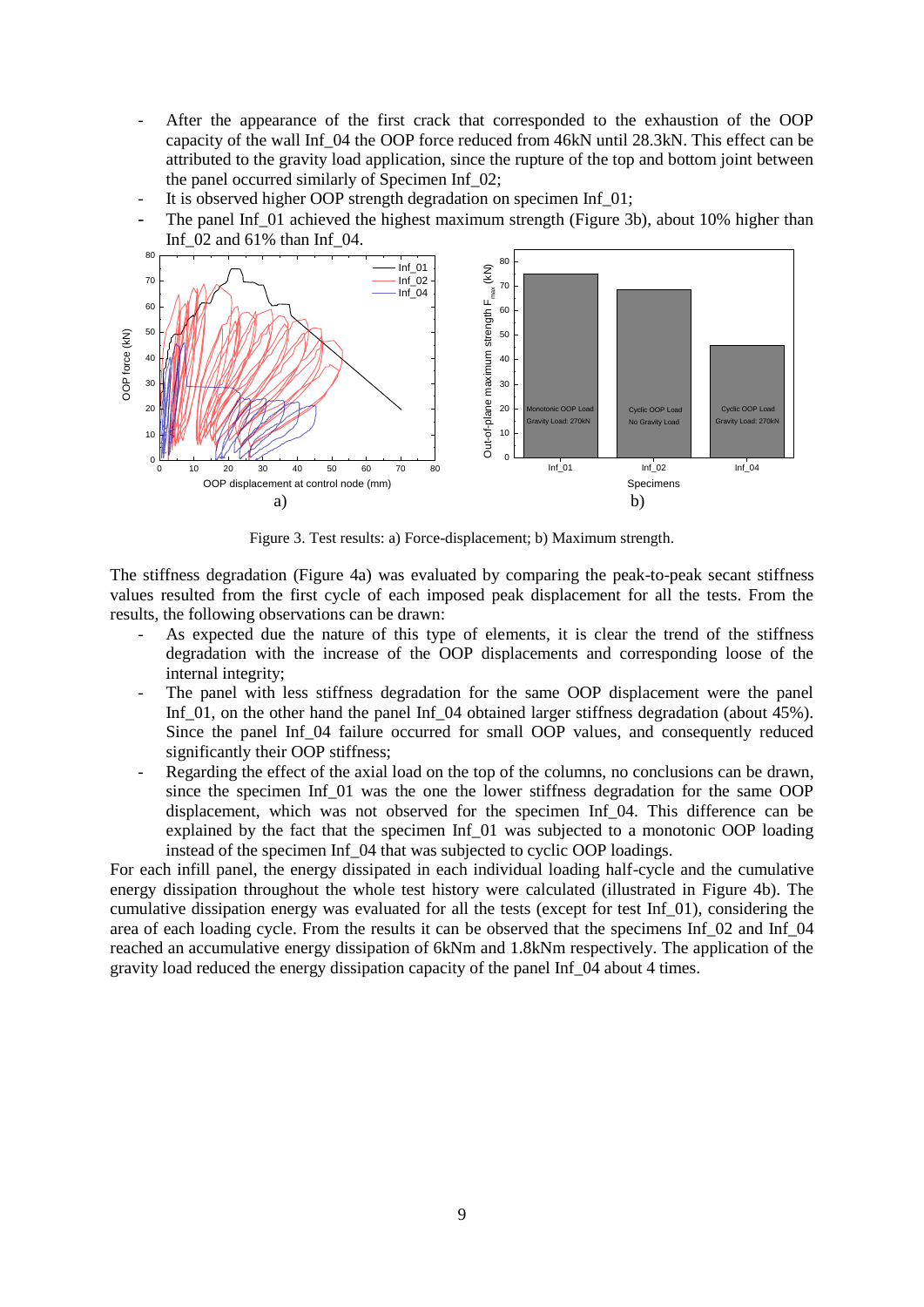- After the appearance of the first crack that corresponded to the exhaustion of the OOP capacity of the wall Inf_04 the OOP force reduced from 46kN until 28.3kN. This effect can be attributed to the gravity load application, since the rupture of the top and bottom joint between the panel occurred similarly of Specimen Inf_02;
- It is observed higher OOP strength degradation on specimen Inf_01;
- The panel Inf_01 achieved the highest maximum strength (Figure 3b), about 10% higher than Inf_02 and 61% than Inf_04.

Figure 3. Test results: a) Force-displacement; b) Maximum strength.

The stiffness degradation (Figure 4a) was evaluated by comparing the peak-to-peak secant stiffness values resulted from the first cycle of each imposed peak displacement for all the tests. From the results, the following observations can be drawn:

- As expected due the nature of this type of elements, it is clear the trend of the stiffness degradation with the increase of the OOP displacements and corresponding loose of the internal integrity;
- The panel with less stiffness degradation for the same OOP displacement were the panel Inf_01, on the other hand the panel Inf_04 obtained larger stiffness degradation (about 45%). Since the panel Inf_04 failure occurred for small OOP values, and consequently reduced significantly their OOP stiffness;
- Regarding the effect of the axial load on the top of the columns, no conclusions can be drawn, since the specimen Inf_01 was the one the lower stiffness degradation for the same OOP displacement, which was not observed for the specimen Inf_04. This difference can be explained by the fact that the specimen Inf_01 was subjected to a monotonic OOP loading instead of the specimen Inf_04 that was subjected to cyclic OOP loadings.

For each infill panel, the energy dissipated in each individual loading half-cycle and the cumulative energy dissipation throughout the whole test history were calculated (illustrated in Figure 4b). The cumulative dissipation energy was evaluated for all the tests (except for test Inf_01), considering the area of each loading cycle. From the results it can be observed that the specimens Inf_02 and Inf_04 reached an accumulative energy dissipation of 6kNm and 1.8kNm respectively. The application of the gravity load reduced the energy dissipation capacity of the panel Inf_04 about 4 times.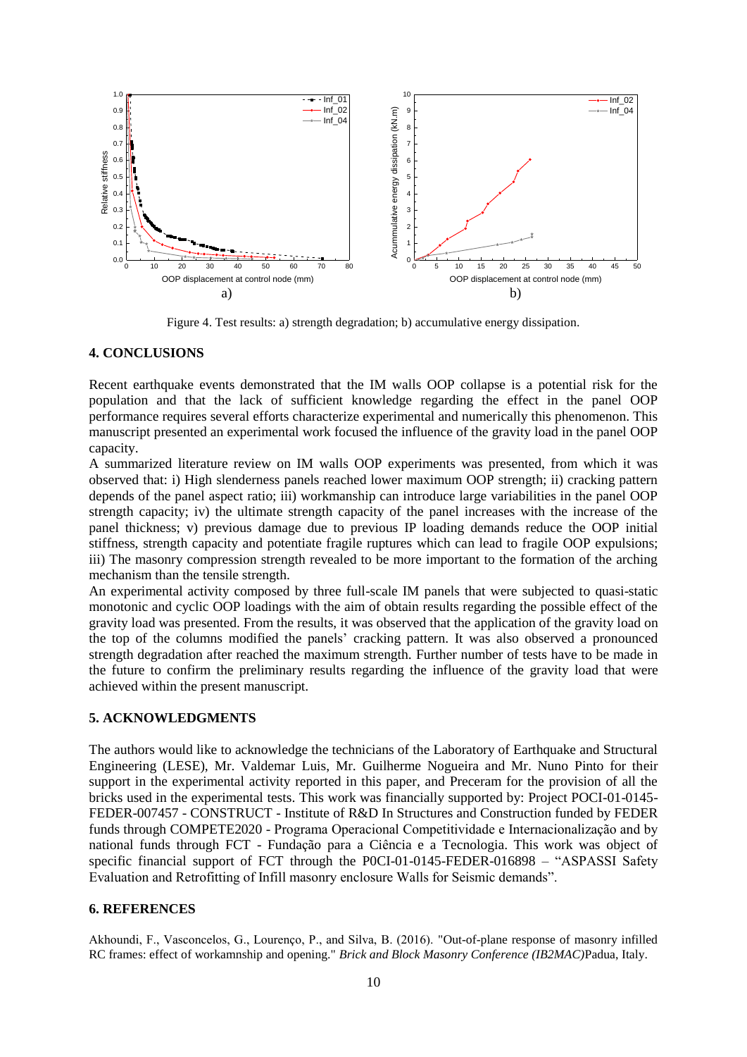Figure 4. Test results: a) strength degradation; b) accumulative energy dissipation.

## 4. CONCLUSIONS

Recent earthquake events demonstrated that the IM walls OOP collapse is a potential risk for the population and that the lack of sufficient knowledge regarding the effect in the panel OOP performance requires several efforts characterize experimental and numerically this phenomenon. This manuscript presented an experimental work focused the influence of the gravity load in the panel OOP capacity.

A summarized literature review on IM walls OOP experiments was presented, from which it was observed that: i) High slenderness panels reached lower maximum OOP strength; ii) cracking pattern depends of the panel aspect ratio; iii) workmanship can introduce large variabilities in the panel OOP strength capacity; iv) the ultimate strength capacity of the panel increases with the increase of the panel thickness; v) previous damage due to previous IP loading demands reduce the OOP initial stiffness, strength capacity and potentiate fragile ruptures which can lead to fragile OOP expulsions; iii) The masonry compression strength revealed to be more important to the formation of the arching mechanism than the tensile strength.

An experimental activity composed by three full-scale IM panels that were subjected to quasi-static monotonic and cyclic OOP loadings with the aim of obtain results regarding the possible effect of the gravity load was presented. From the results, it was observed that the application of the gravity load on the top of the columns modified the panels' cracking pattern. It was also observed a pronounced strength degradation after reached the maximum strength. Further number of tests have to be made in the future to confirm the preliminary results regarding the influence of the gravity load that were achieved within the present manuscript.

## 5. ACKNOWLEDGMENTS

The authors would like to acknowledge the technicians of the Laboratory of Earthquake and Structural Engineering (LESE), Mr. Valdemar Luis, Mr. Guilherme Nogueira and Mr. Nuno Pinto for their support in the experimental activity reported in this paper, and Preceram for the provision of all the bricks used in the experimental tests. This work was financially supported by: Project POCI-01-0145-FEDER-007457 - CONSTRUCT - Institute of R&D In Structures and Construction funded by FEDER funds through COMPETE2020 - Programa Operacional Competitividade e Internacionalização and by national funds through FCT - Fundação para a Ciência e a Tecnologia. This work was object of specific financial support of FCT through the P0CI-01-0145-FEDER-016898 – "ASPASSI Safety Evaluation and Retrofitting of Infill masonry enclosure Walls for Seismic demands".

## 6. REFERENCES

Akhoundi, F., Vasconcelos, G., Lourenço, P., and Silva, B. (2016). "Out-of-plane response of masonry infilled RC frames: effect of workamnship and opening." *Brick and Block Masonry Conference (IB2MAC)*Padua, Italy.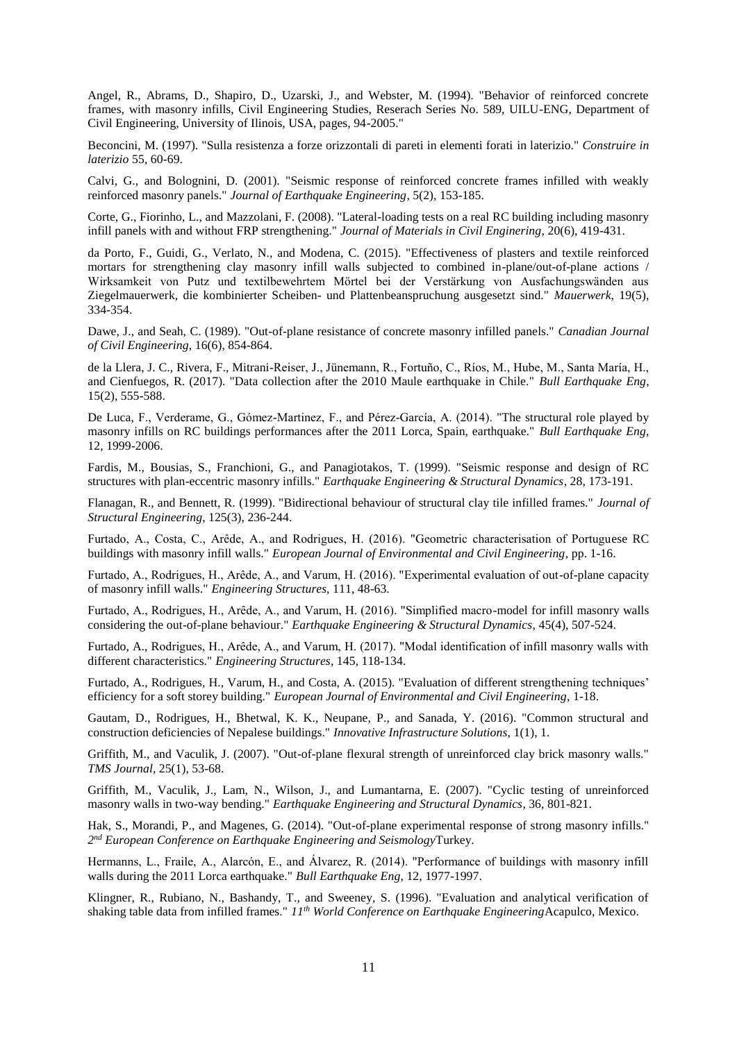Angel, R., Abrams, D., Shapiro, D., Uzarski, J., and Webster, M. (1994). "Behavior of reinforced concrete frames, with masonry infills, Civil Engineering Studies, Reserach Series No. 589, UILU-ENG, Department of Civil Engineering, University of Ilinois, USA, pages, 94-2005."

Beconcini, M. (1997). "Sulla resistenza a forze orizzontali di pareti in elementi forati in laterizio." *Construire in laterizio* 55, 60-69.

Calvi, G., and Bolognini, D. (2001). "Seismic response of reinforced concrete frames infilled with weakly reinforced masonry panels." *Journal of Earthquake Engineering*, 5(2), 153-185.

Corte, G., Fiorinho, L., and Mazzolani, F. (2008). "Lateral-loading tests on a real RC building including masonry infill panels with and without FRP strengthening." *Journal of Materials in Civil Enginering*, 20(6), 419-431.

da Porto, F., Guidi, G., Verlato, N., and Modena, C. (2015). "Effectiveness of plasters and textile reinforced mortars for strengthening clay masonry infill walls subjected to combined in-plane/out-of-plane actions / Wirksamkeit von Putz und textilbewehrtem Mörtel bei der Verstärkung von Ausfachungswänden aus Ziegelmauerwerk, die kombinierter Scheiben- und Plattenbeanspruchung ausgesetzt sind." *Mauerwerk*, 19(5), 334-354.

Dawe, J., and Seah, C. (1989). "Out-of-plane resistance of concrete masonry infilled panels." *Canadian Journal of Civil Engineering*, 16(6), 854-864.

de la Llera, J. C., Rivera, F., Mitrani-Reiser, J., Jünemann, R., Fortuño, C., Ríos, M., Hube, M., Santa María, H., and Cienfuegos, R. (2017). "Data collection after the 2010 Maule earthquake in Chile." *Bull Earthquake Eng*, 15(2), 555-588.

De Luca, F., Verderame, G., Gómez-Martinez, F., and Pérez-García, A. (2014). "The structural role played by masonry infills on RC buildings performances after the 2011 Lorca, Spain, earthquake." *Bull Earthquake Eng*, 12, 1999-2006.

Fardis, M., Bousias, S., Franchioni, G., and Panagiotakos, T. (1999). "Seismic response and design of RC structures with plan-eccentric masonry infills." *Earthquake Engineering & Structural Dynamics*, 28, 173-191.

Flanagan, R., and Bennett, R. (1999). "Bidirectional behaviour of structural clay tile infilled frames." *Journal of Structural Engineering*, 125(3), 236-244.

Furtado, A., Costa, C., Arêde, A., and Rodrigues, H. (2016). "Geometric characterisation of Portuguese RC buildings with masonry infill walls." *European Journal of Environmental and Civil Engineering*, pp. 1-16.

Furtado, A., Rodrigues, H., Arêde, A., and Varum, H. (2016). "Experimental evaluation of out-of-plane capacity of masonry infill walls." *Engineering Structures*, 111, 48-63.

Furtado, A., Rodrigues, H., Arêde, A., and Varum, H. (2016). "Simplified macro-model for infill masonry walls considering the out-of-plane behaviour." *Earthquake Engineering & Structural Dynamics*, 45(4), 507-524.

Furtado, A., Rodrigues, H., Arêde, A., and Varum, H. (2017). "Modal identification of infill masonry walls with different characteristics." *Engineering Structures*, 145, 118-134.

Furtado, A., Rodrigues, H., Varum, H., and Costa, A. (2015). "Evaluation of different strengthening techniques' efficiency for a soft storey building." *European Journal of Environmental and Civil Engineering*, 1-18.

Gautam, D., Rodrigues, H., Bhetwal, K. K., Neupane, P., and Sanada, Y. (2016). "Common structural and construction deficiencies of Nepalese buildings." *Innovative Infrastructure Solutions*, 1(1), 1.

Griffith, M., and Vaculik, J. (2007). "Out-of-plane flexural strength of unreinforced clay brick masonry walls." *TMS Journal*, 25(1), 53-68.

Griffith, M., Vaculik, J., Lam, N., Wilson, J., and Lumantarna, E. (2007). "Cyclic testing of unreinforced masonry walls in two-way bending." *Earthquake Engineering and Structural Dynamics*, 36, 801-821.

Hak, S., Morandi, P., and Magenes, G. (2014). "Out-of-plane experimental response of strong masonry infills." *2nd European Conference on Earthquake Engineering and Seismology*Turkey.

Hermanns, L., Fraile, A., Alarcón, E., and Álvarez, R. (2014). "Performance of buildings with masonry infill walls during the 2011 Lorca earthquake." *Bull Earthquake Eng*, 12, 1977-1997.

Klingner, R., Rubiano, N., Bashandy, T., and Sweeney, S. (1996). "Evaluation and analytical verification of shaking table data from infilled frames." *11th World Conference on Earthquake Engineering*Acapulco, Mexico.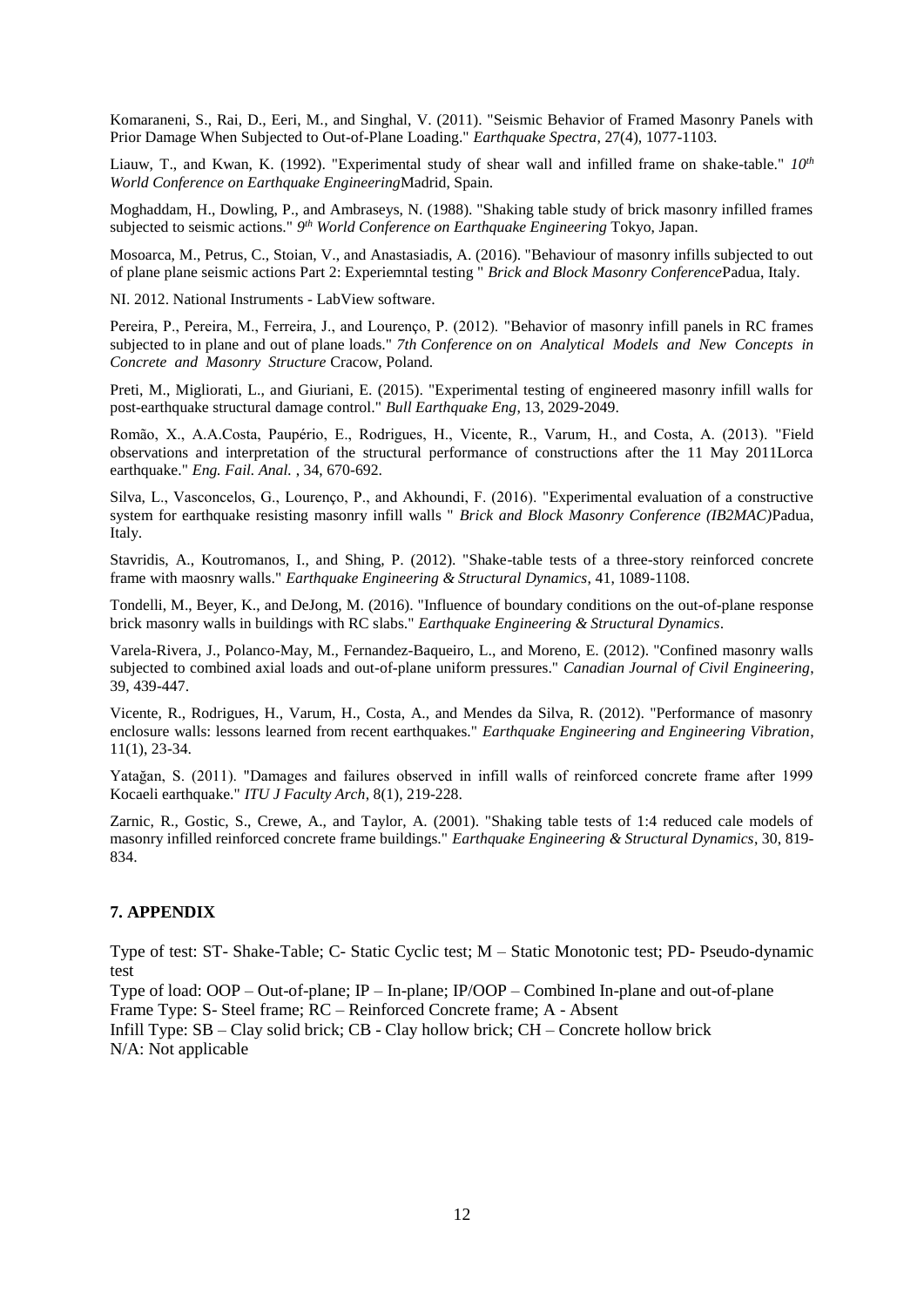Komaraneni, S., Rai, D., Eeri, M., and Singhal, V. (2011). "Seismic Behavior of Framed Masonry Panels with Prior Damage When Subjected to Out-of-Plane Loading." *Earthquake Spectra*, 27(4), 1077-1103.

Liauw, T., and Kwan, K. (1992). "Experimental study of shear wall and infilled frame on shake-table." *10th World Conference on Earthquake Engineering*Madrid, Spain.

Moghaddam, H., Dowling, P., and Ambraseys, N. (1988). "Shaking table study of brick masonry infilled frames subjected to seismic actions." *9th World Conference on Earthquake Engineering* Tokyo, Japan.

Mosoarca, M., Petrus, C., Stoian, V., and Anastasiadis, A. (2016). "Behaviour of masonry infills subjected to out of plane plane seismic actions Part 2: Experiemntal testing " *Brick and Block Masonry Conference*Padua, Italy.

NI. 2012. National Instruments - LabView software.

Pereira, P., Pereira, M., Ferreira, J., and Lourenço, P. (2012). "Behavior of masonry infill panels in RC frames subjected to in plane and out of plane loads." *7th Conference on on Analytical Models and New Concepts in Concrete and Masonry Structure* Cracow, Poland.

Preti, M., Migliorati, L., and Giuriani, E. (2015). "Experimental testing of engineered masonry infill walls for post-earthquake structural damage control." *Bull Earthquake Eng*, 13, 2029-2049.

Romão, X., A.A.Costa, Paupério, E., Rodrigues, H., Vicente, R., Varum, H., and Costa, A. (2013). "Field observations and interpretation of the structural performance of constructions after the 11 May 2011Lorca earthquake." *Eng. Fail. Anal.* , 34, 670-692.

Silva, L., Vasconcelos, G., Lourenço, P., and Akhoundi, F. (2016). "Experimental evaluation of a constructive system for earthquake resisting masonry infill walls " *Brick and Block Masonry Conference (IB2MAC)*Padua, Italy.

Stavridis, A., Koutromanos, I., and Shing, P. (2012). "Shake-table tests of a three-story reinforced concrete frame with maosnry walls." *Earthquake Engineering & Structural Dynamics*, 41, 1089-1108.

Tondelli, M., Beyer, K., and DeJong, M. (2016). "Influence of boundary conditions on the out-of-plane response brick masonry walls in buildings with RC slabs." *Earthquake Engineering & Structural Dynamics*.

Varela-Rivera, J., Polanco-May, M., Fernandez-Baqueiro, L., and Moreno, E. (2012). "Confined masonry walls subjected to combined axial loads and out-of-plane uniform pressures." *Canadian Journal of Civil Engineering*, 39, 439-447.

Vicente, R., Rodrigues, H., Varum, H., Costa, A., and Mendes da Silva, R. (2012). "Performance of masonry enclosure walls: lessons learned from recent earthquakes." *Earthquake Engineering and Engineering Vibration*, 11(1), 23-34.

Yatağan, S. (2011). "Damages and failures observed in infill walls of reinforced concrete frame after 1999 Kocaeli earthquake." *ITU J Faculty Arch*, 8(1), 219-228.

Zarnic, R., Gostic, S., Crewe, A., and Taylor, A. (2001). "Shaking table tests of 1:4 reduced cale models of masonry infilled reinforced concrete frame buildings." *Earthquake Engineering & Structural Dynamics*, 30, 819-834.

## 7. APPENDIX

Type of test: ST- Shake-Table; C- Static Cyclic test; M – Static Monotonic test; PD- Pseudo-dynamic test
Type of load: OOP – Out-of-plane; IP – In-plane; IP/OOP – Combined In-plane and out-of-plane
Frame Type: S- Steel frame; RC – Reinforced Concrete frame; A - Absent
Infill Type: SB – Clay solid brick; CB - Clay hollow brick; CH – Concrete hollow brick
N/A: Not applicable